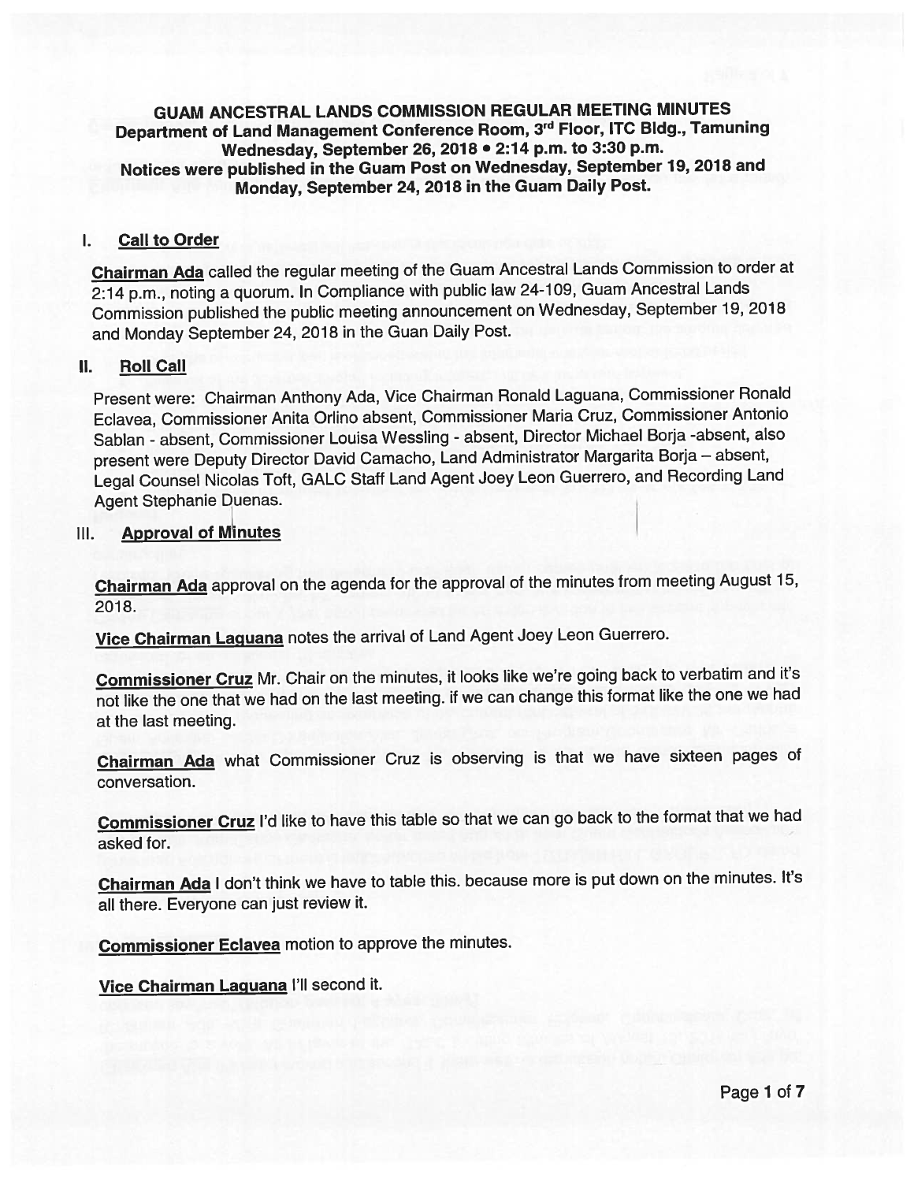# GUAM ANCESTRAL LANDS COMMISSION REGULAR MEETING MINUTES

**Department of Land Management Conference Room, 3rd Floor, ITC Bldg., Tamuning**
**Wednesday, September 26, 2018 • 2:14 p.m. to 3:30 p.m.**
**Notices were published in the Guam Post on Wednesday, September 19, 2018 and Monday, September 24, 2018 in the Guam Daily Post.**

## I. Call to Order

**Chairman Ada** called the regular meeting of the Guam Ancestral Lands Commission to order at 2:14 p.m., noting a quorum. In Compliance with public law 24-109, Guam Ancestral Lands Commission published the public meeting announcement on Wednesday, September 19, 2018 and Monday September 24, 2018 in the Guan Daily Post.

## II. Roll Call

Present were: Chairman Anthony Ada, Vice Chairman Ronald Laguana, Commissioner Ronald Eclavea, Commissioner Anita Orlino absent, Commissioner Maria Cruz, Commissioner Antonio Sablan - absent, Commissioner Louisa Wessling - absent, Director Michael Borja -absent, also present were Deputy Director David Camacho, Land Administrator Margarita Borja – absent, Legal Counsel Nicolas Toft, GALC Staff Land Agent Joey Leon Guerrero, and Recording Land Agent Stephanie Duenas.

## III. Approval of Minutes

**Chairman Ada** approval on the agenda for the approval of the minutes from meeting August 15, 2018.

**Vice Chairman Laguana** notes the arrival of Land Agent Joey Leon Guerrero.

**Commissioner Cruz** Mr. Chair on the minutes, it looks like we're going back to verbatim and it's not like the one that we had on the last meeting. if we can change this format like the one we had at the last meeting.

**Chairman Ada** what Commissioner Cruz is observing is that we have sixteen pages of conversation.

**Commissioner Cruz** I'd like to have this table so that we can go back to the format that we had asked for.

**Chairman Ada** I don't think we have to table this. because more is put down on the minutes. It's all there. Everyone can just review it.

**Commissioner Eclavea** motion to approve the minutes.

**Vice Chairman Laguana** I'll second it.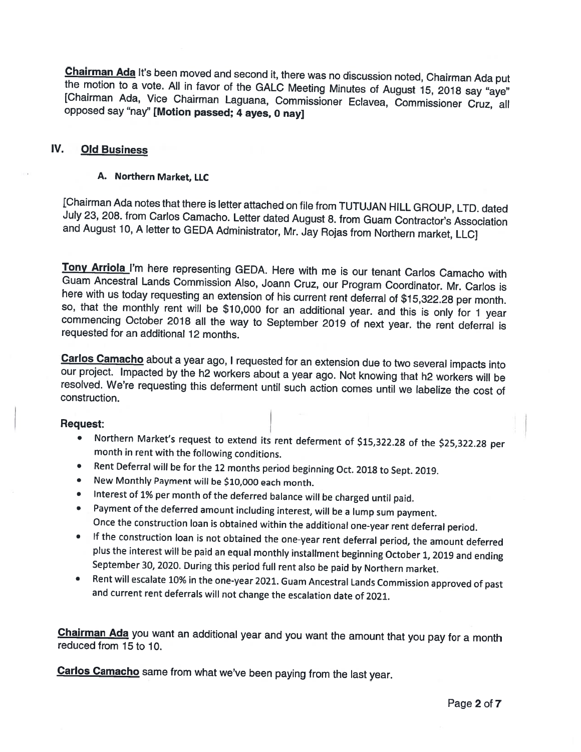**Chairman Ada** It's been moved and second it, there was no discussion noted, Chairman Ada put the motion to a vote. All in favor of the GALC Meeting Minutes of August 15, 2018 say "aye" [Chairman Ada, Vice Chairman Laguana, Commissioner Eclavea, Commissioner Cruz, all opposed say "nay" **[Motion passed; 4 ayes, 0 nay]**

## IV. Old Business

### A. Northern Market, LLC

[Chairman Ada notes that there is letter attached on file from TUTUJAN HILL GROUP, LTD. dated July 23, 208. from Carlos Camacho. Letter dated August 8. from Guam Contractor's Association and August 10, A letter to GEDA Administrator, Mr. Jay Rojas from Northern market, LLC]

**Tony Arriola** I'm here representing GEDA. Here with me is our tenant Carlos Camacho with Guam Ancestral Lands Commission Also, Joann Cruz, our Program Coordinator. Mr. Carlos is here with us today requesting an extension of his current rent deferral of $15,322.28 per month. so, that the monthly rent will be $10,000 for an additional year. and this is only for 1 year commencing October 2018 all the way to September 2019 of next year. the rent deferral is requested for an additional 12 months.

**Carlos Camacho** about a year ago, I requested for an extension due to two several impacts into our project. Impacted by the h2 workers about a year ago. Not knowing that h2 workers will be resolved. We're requesting this deferment until such action comes until we labelize the cost of construction.

**Request:**

- Northern Market's request to extend its rent deferment of $15,322.28 of the $25,322.28 per month in rent with the following conditions.
- Rent Deferral will be for the 12 months period beginning Oct. 2018 to Sept. 2019.
- New Monthly Payment will be $10,000 each month.
- Interest of 1% per month of the deferred balance will be charged until paid.
- Payment of the deferred amount including interest, will be a lump sum payment. Once the construction loan is obtained within the additional one-year rent deferral period.
- If the construction loan is not obtained the one-year rent deferral period, the amount deferred plus the interest will be paid an equal monthly installment beginning October 1, 2019 and ending September 30, 2020. During this period full rent also be paid by Northern market.
- Rent will escalate 10% in the one-year 2021. Guam Ancestral Lands Commission approved of past and current rent deferrals will not change the escalation date of 2021.

**Chairman Ada** you want an additional year and you want the amount that you pay for a month reduced from 15 to 10.

**Carlos Camacho** same from what we've been paying from the last year.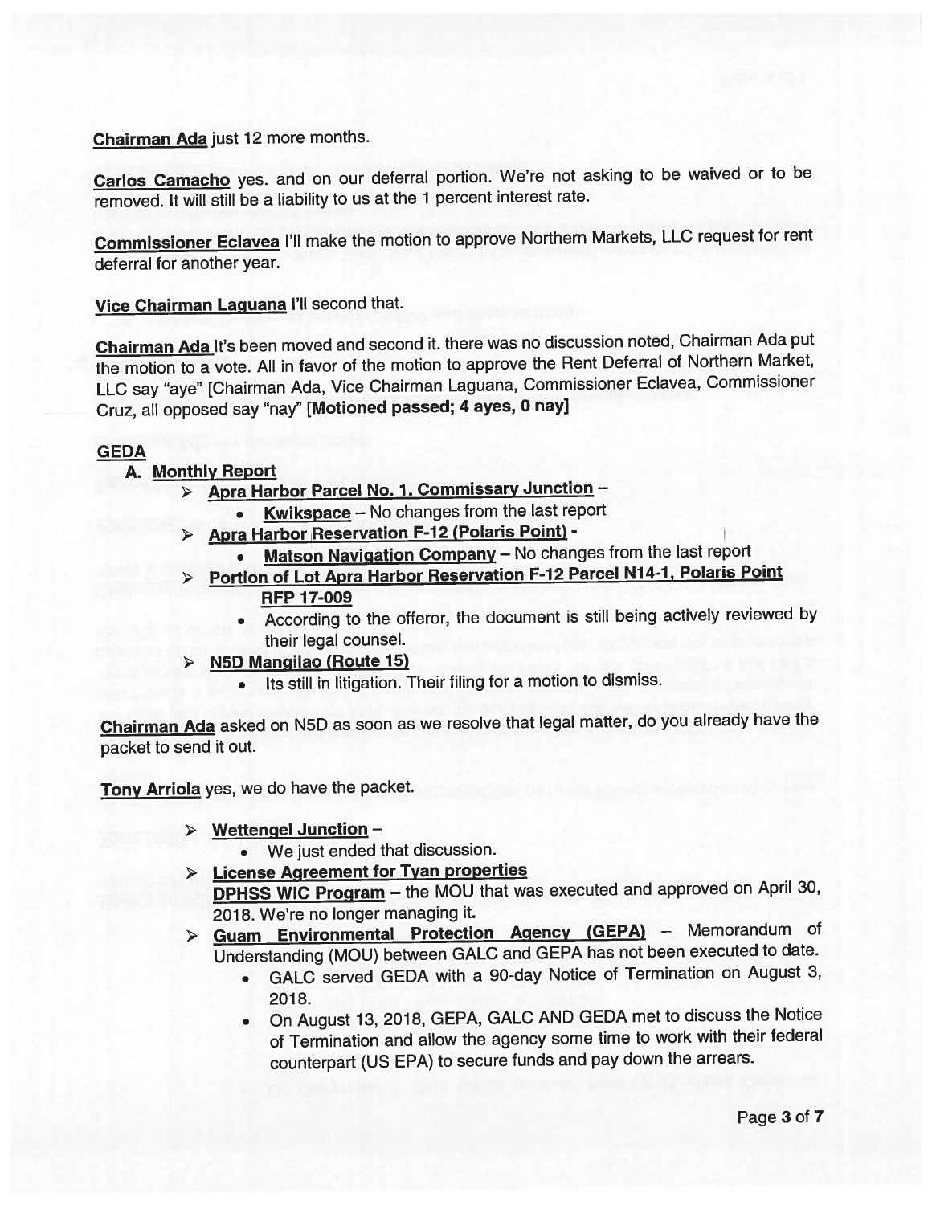**Chairman Ada** just 12 more months.

**Carlos Camacho** yes. and on our deferral portion. We're not asking to be waived or to be removed. It will still be a liability to us at the 1 percent interest rate.

**Commissioner Eclavea** I'll make the motion to approve Northern Markets, LLC request for rent deferral for another year.

**Vice Chairman Laguana** I'll second that.

**Chairman Ada** It's been moved and second it. there was no discussion noted, Chairman Ada put the motion to a vote. All in favor of the motion to approve the Rent Deferral of Northern Market, LLC say "aye" [Chairman Ada, Vice Chairman Laguana, Commissioner Eclavea, Commissioner Cruz, all opposed say "nay" **[Motioned passed; 4 ayes, 0 nay]**

## GEDA

**A. Monthly Report**

- **Apra Harbor Parcel No. 1. Commissary Junction –**
  - **Kwikspace** – No changes from the last report
- **Apra Harbor Reservation F-12 (Polaris Point) -**
  - **Matson Navigation Company** – No changes from the last report
- **Portion of Lot Apra Harbor Reservation F-12 Parcel N14-1, Polaris Point RFP 17-009**
  - According to the offeror, the document is still being actively reviewed by their legal counsel.
- **N5D Mangilao (Route 15)**
  - Its still in litigation. Their filing for a motion to dismiss.

**Chairman Ada** asked on N5D as soon as we resolve that legal matter, do you already have the packet to send it out.

**Tony Arriola** yes, we do have the packet.

- **Wettengel Junction –**
  - We just ended that discussion.
- **License Agreement for Tyan properties**

  **DPHSS WIC Program** – the MOU that was executed and approved on April 30, 2018. We're no longer managing it.
- **Guam Environmental Protection Agency (GEPA)** – Memorandum of Understanding (MOU) between GALC and GEPA has not been executed to date.
  - GALC served GEDA with a 90-day Notice of Termination on August 3, 2018.
  - On August 13, 2018, GEPA, GALC AND GEDA met to discuss the Notice of Termination and allow the agency some time to work with their federal counterpart (US EPA) to secure funds and pay down the arrears.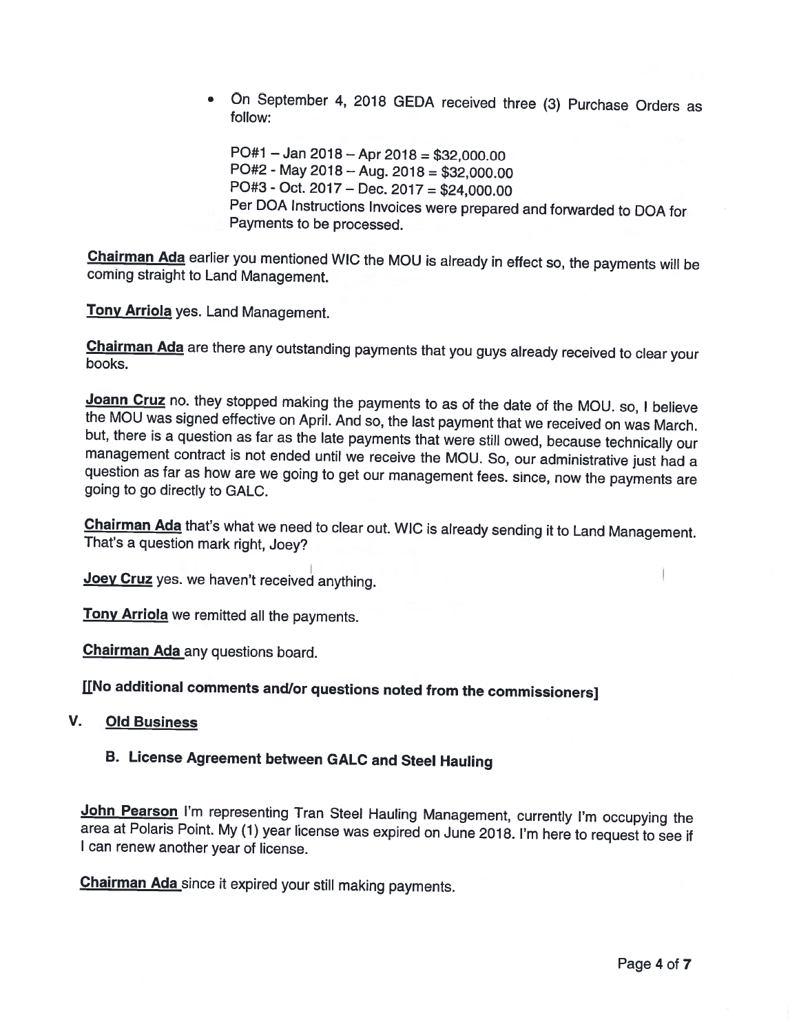- On September 4, 2018 GEDA received three (3) Purchase Orders as follow:

  PO#1 – Jan 2018 – Apr 2018 = $32,000.00
  PO#2 - May 2018 – Aug. 2018 = $32,000.00
  PO#3 - Oct. 2017 – Dec. 2017 = $24,000.00
  Per DOA Instructions Invoices were prepared and forwarded to DOA for Payments to be processed.

**Chairman Ada** earlier you mentioned WIC the MOU is already in effect so, the payments will be coming straight to Land Management.

**Tony Arriola** yes. Land Management.

**Chairman Ada** are there any outstanding payments that you guys already received to clear your books.

**Joann Cruz** no. they stopped making the payments to as of the date of the MOU. so, I believe the MOU was signed effective on April. And so, the last payment that we received on was March. but, there is a question as far as the late payments that were still owed, because technically our management contract is not ended until we receive the MOU. So, our administrative just had a question as far as how are we going to get our management fees. since, now the payments are going to go directly to GALC.

**Chairman Ada** that's what we need to clear out. WIC is already sending it to Land Management. That's a question mark right, Joey?

**Joey Cruz** yes. we haven't received anything.

**Tony Arriola** we remitted all the payments.

**Chairman Ada** any questions board.

**[[No additional comments and/or questions noted from the commissioners]**

## V. Old Business

### B. License Agreement between GALC and Steel Hauling

**John Pearson** I'm representing Tran Steel Hauling Management, currently I'm occupying the area at Polaris Point. My (1) year license was expired on June 2018. I'm here to request to see if I can renew another year of license.

**Chairman Ada** since it expired your still making payments.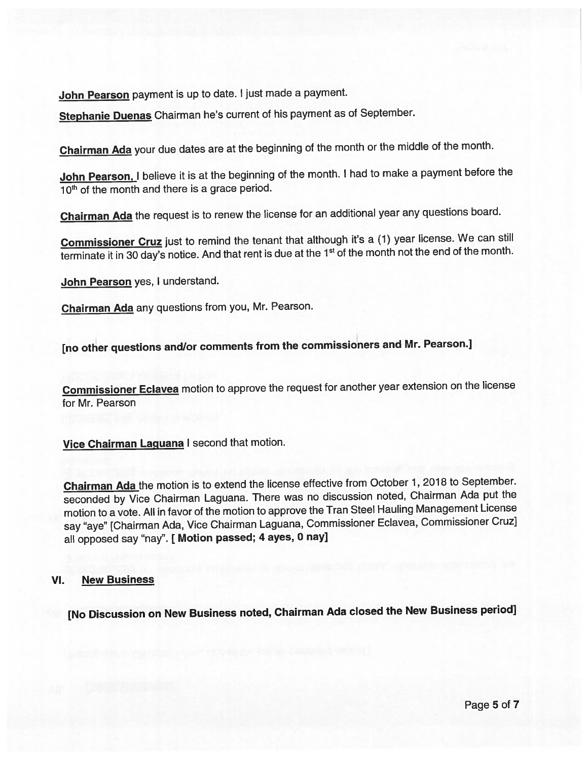**John Pearson** payment is up to date. I just made a payment.

**Stephanie Duenas** Chairman he's current of his payment as of September.

**Chairman Ada** your due dates are at the beginning of the month or the middle of the month.

**John Pearson,** I believe it is at the beginning of the month. I had to make a payment before the 10th of the month and there is a grace period.

**Chairman Ada** the request is to renew the license for an additional year any questions board.

**Commissioner Cruz** just to remind the tenant that although it's a (1) year license. We can still terminate it in 30 day's notice. And that rent is due at the 1st of the month not the end of the month.

**John Pearson** yes, I understand.

**Chairman Ada** any questions from you, Mr. Pearson.

**[no other questions and/or comments from the commissioners and Mr. Pearson.]**

**Commissioner Eclavea** motion to approve the request for another year extension on the license for Mr. Pearson

**Vice Chairman Laguana** I second that motion.

**Chairman Ada** the motion is to extend the license effective from October 1, 2018 to September. seconded by Vice Chairman Laguana. There was no discussion noted, Chairman Ada put the motion to a vote. All in favor of the motion to approve the Tran Steel Hauling Management License say "aye" [Chairman Ada, Vice Chairman Laguana, Commissioner Eclavea, Commissioner Cruz] all opposed say "nay". **[ Motion passed; 4 ayes, 0 nay]**

## VI. New Business

**[No Discussion on New Business noted, Chairman Ada closed the New Business period]**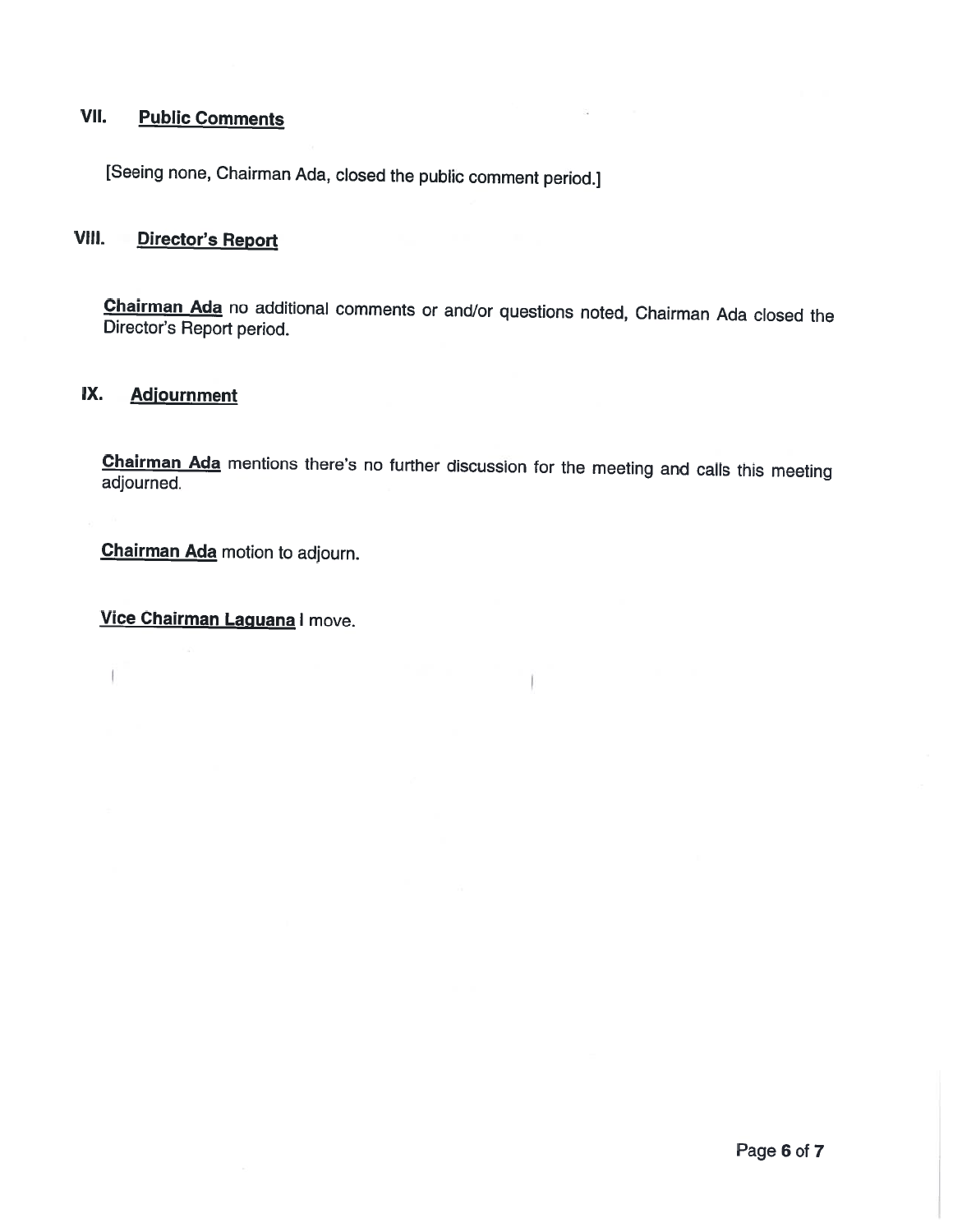## VII. Public Comments

[Seeing none, Chairman Ada, closed the public comment period.]

## VIII. Director's Report

**Chairman Ada** no additional comments or and/or questions noted, Chairman Ada closed the Director's Report period.

## IX. Adjournment

**Chairman Ada** mentions there's no further discussion for the meeting and calls this meeting adjourned.

**Chairman Ada** motion to adjourn.

**Vice Chairman Laguana** I move.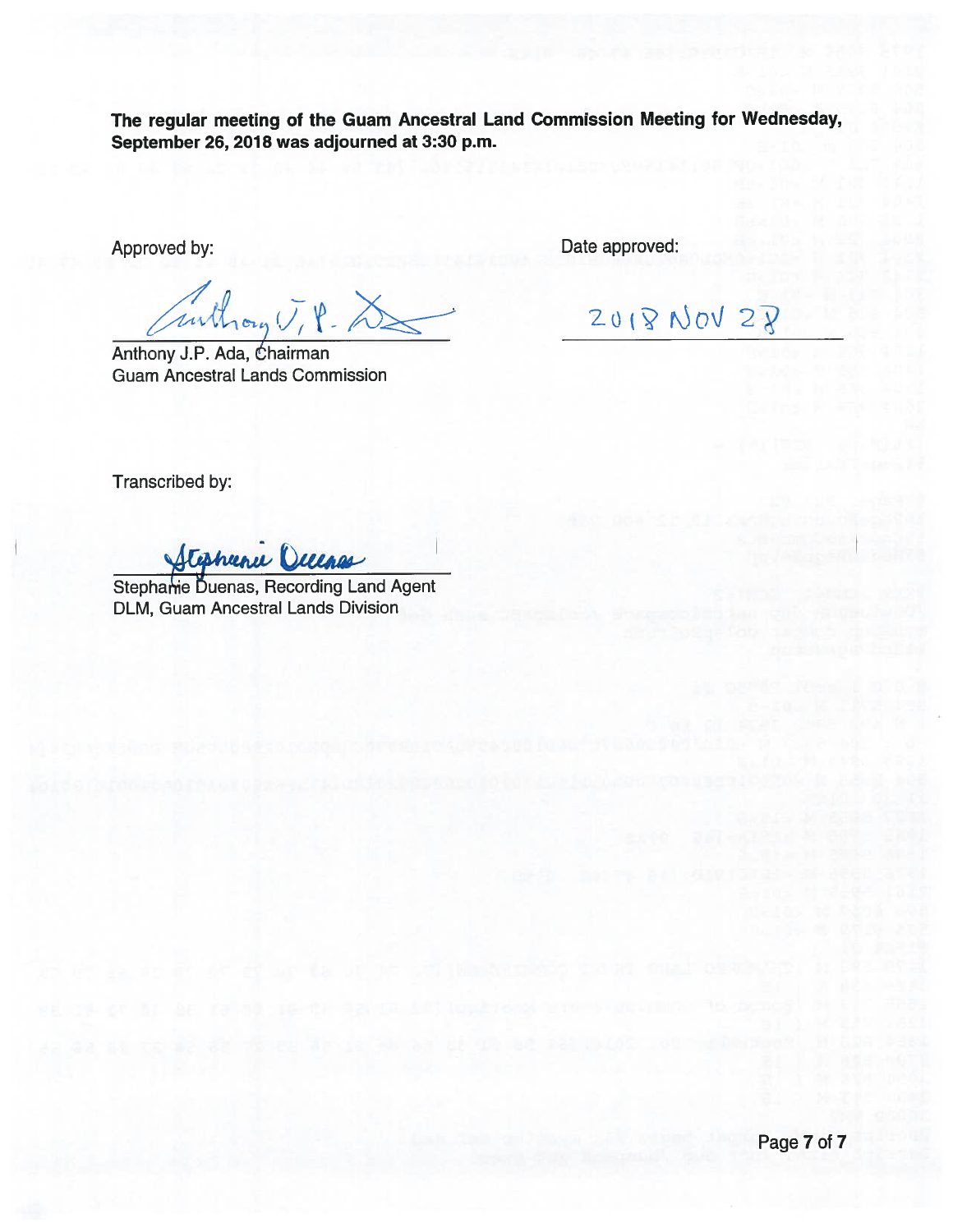**The regular meeting of the Guam Ancestral Land Commission Meeting for Wednesday, September 26, 2018 was adjourned at 3:30 p.m.**

Approved by:

Anthony J.P. Ada, Chairman
Guam Ancestral Lands Commission

Date approved:

2018 NOV 28

Transcribed by:

Stephanie Duenas, Recording Land Agent
DLM, Guam Ancestral Lands Division